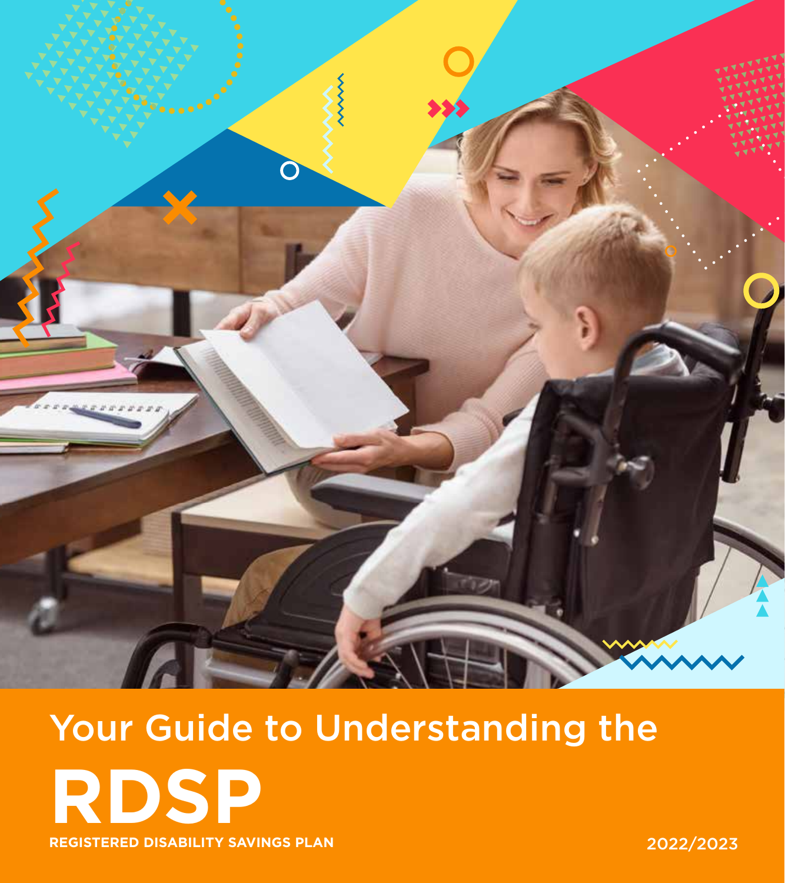# Your Guide to Understanding the RDSP

**REGISTERED DISABILITY SAVINGS PLAN**

2022/2023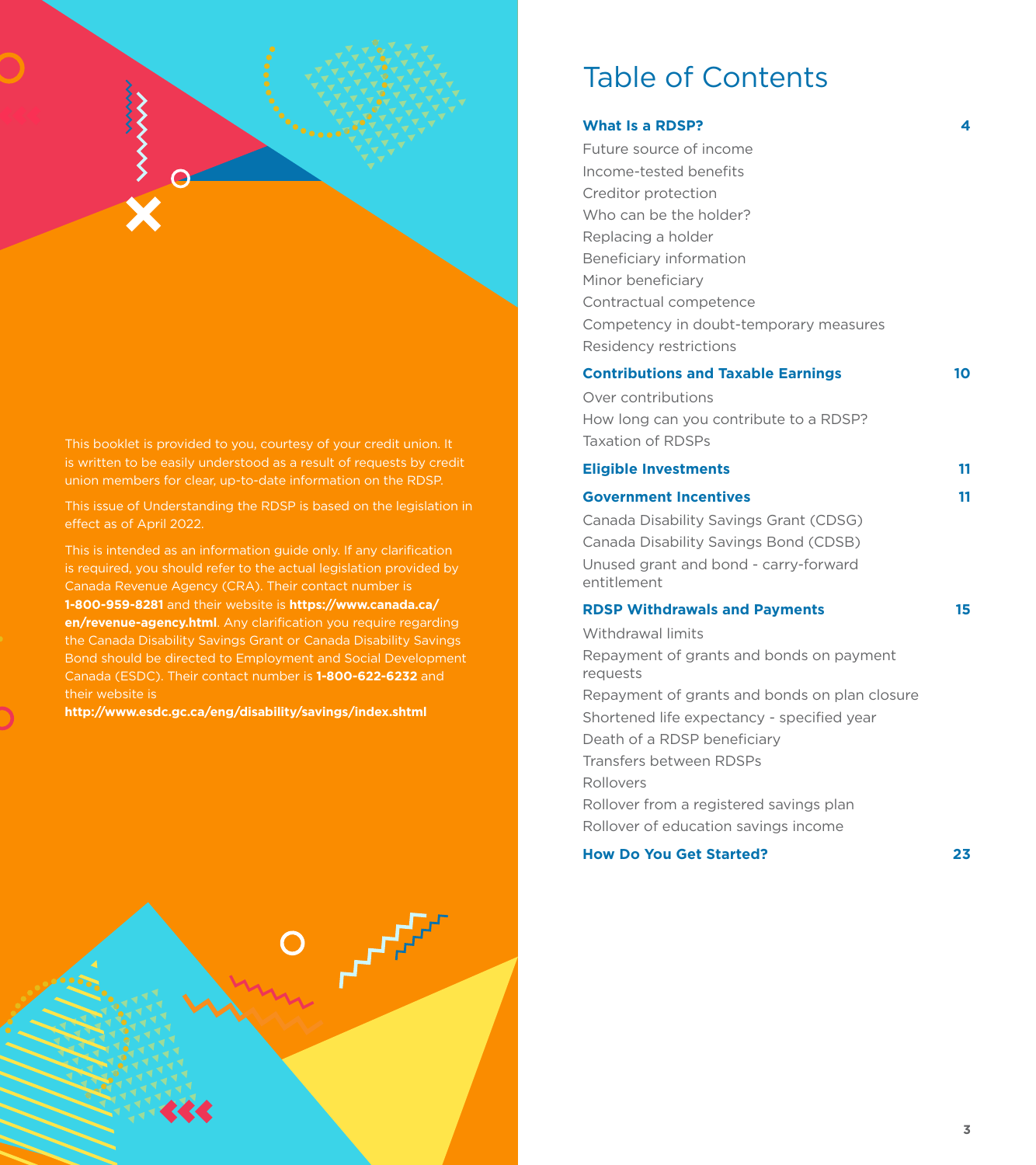This booklet is provided to you, courtesy of your credit union. It is written to be easily understood as a result of requests by credit union members for clear, up-to-date information on the RDSP.

This issue of Understanding the RDSP is based on the legislation in effect as of April 2022.

This is intended as an information guide only. If any clarification is required, you should refer to the actual legislation provided by Canada Revenue Agency (CRA). Their contact number is **1-800-959-8281** and their website is **https://www.canada.ca/en/revenue-agency.html**. Any clarification you require regarding the Canada Disability Savings Grant or Canada Disability Savings Bond should be directed to Employment and Social Development Canada (ESDC). Their contact number is **1-800-622-6232** and their website is **http://www.esdc.gc.ca/eng/disability/savings/index.shtml**

# Table of Contents

**What Is a RDSP?** — 4

- Future source of income
- Income-tested benefits
- Creditor protection
- Who can be the holder?
- Replacing a holder
- Beneficiary information
- Minor beneficiary
- Contractual competence
- Competency in doubt-temporary measures
- Residency restrictions

**Contributions and Taxable Earnings** — 10

- Over contributions
- How long can you contribute to a RDSP?
- Taxation of RDSPs

**Eligible Investments** — 11

**Government Incentives** — 11

- Canada Disability Savings Grant (CDSG)
- Canada Disability Savings Bond (CDSB)
- Unused grant and bond - carry-forward entitlement

**RDSP Withdrawals and Payments** — 15

- Withdrawal limits
- Repayment of grants and bonds on payment requests
- Repayment of grants and bonds on plan closure
- Shortened life expectancy - specified year
- Death of a RDSP beneficiary
- Transfers between RDSPs
- Rollovers
- Rollover from a registered savings plan
- Rollover of education savings income

**How Do You Get Started?** — 23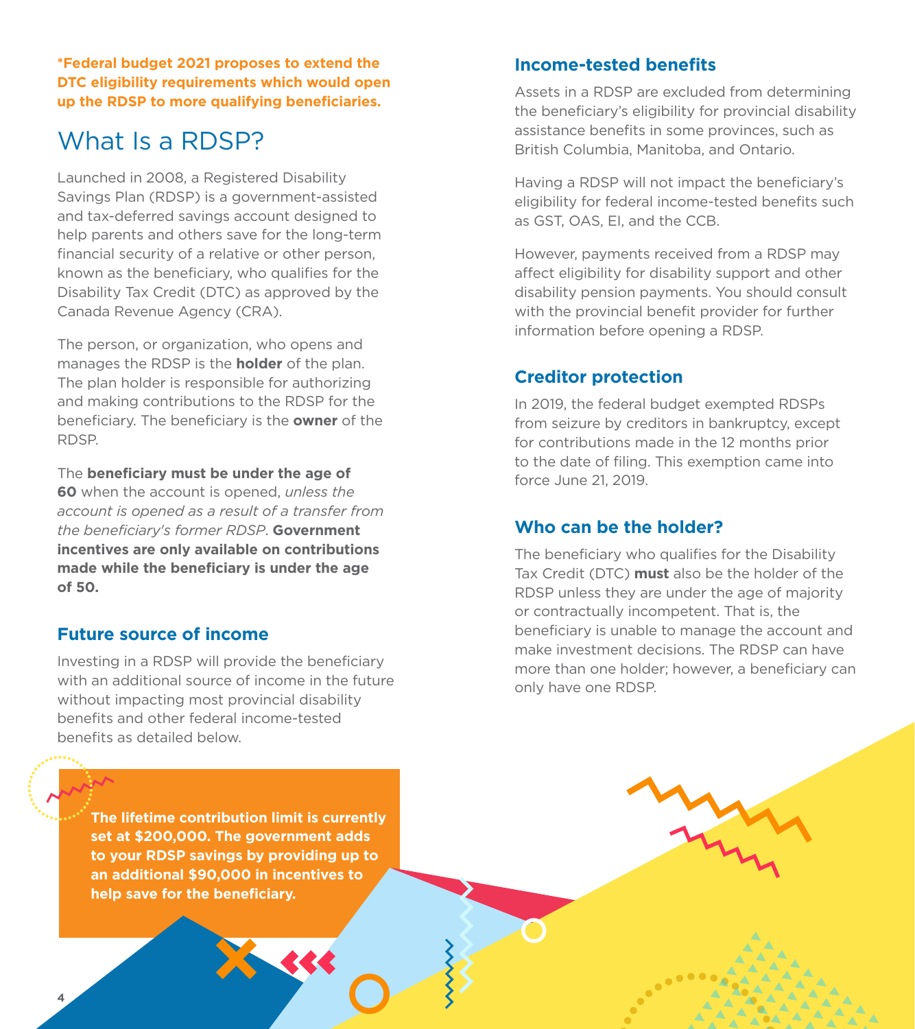**\*Federal budget 2021 proposes to extend the DTC eligibility requirements which would open up the RDSP to more qualifying beneficiaries.**

# What Is a RDSP?

Launched in 2008, a Registered Disability Savings Plan (RDSP) is a government-assisted and tax-deferred savings account designed to help parents and others save for the long-term financial security of a relative or other person, known as the beneficiary, who qualifies for the Disability Tax Credit (DTC) as approved by the Canada Revenue Agency (CRA).

The person, or organization, who opens and manages the RDSP is the **holder** of the plan. The plan holder is responsible for authorizing and making contributions to the RDSP for the beneficiary. The beneficiary is the **owner** of the RDSP.

The **beneficiary must be under the age of 60** when the account is opened, *unless the account is opened as a result of a transfer from the beneficiary's former RDSP*. **Government incentives are only available on contributions made while the beneficiary is under the age of 50.**

## Future source of income

Investing in a RDSP will provide the beneficiary with an additional source of income in the future without impacting most provincial disability benefits and other federal income-tested benefits as detailed below.

**The lifetime contribution limit is currently set at $200,000. The government adds to your RDSP savings by providing up to an additional $90,000 in incentives to help save for the beneficiary.**

## Income-tested benefits

Assets in a RDSP are excluded from determining the beneficiary's eligibility for provincial disability assistance benefits in some provinces, such as British Columbia, Manitoba, and Ontario.

Having a RDSP will not impact the beneficiary's eligibility for federal income-tested benefits such as GST, OAS, EI, and the CCB.

However, payments received from a RDSP may affect eligibility for disability support and other disability pension payments. You should consult with the provincial benefit provider for further information before opening a RDSP.

## Creditor protection

In 2019, the federal budget exempted RDSPs from seizure by creditors in bankruptcy, except for contributions made in the 12 months prior to the date of filing. This exemption came into force June 21, 2019.

## Who can be the holder?

The beneficiary who qualifies for the Disability Tax Credit (DTC) **must** also be the holder of the RDSP unless they are under the age of majority or contractually incompetent. That is, the beneficiary is unable to manage the account and make investment decisions. The RDSP can have more than one holder; however, a beneficiary can only have one RDSP.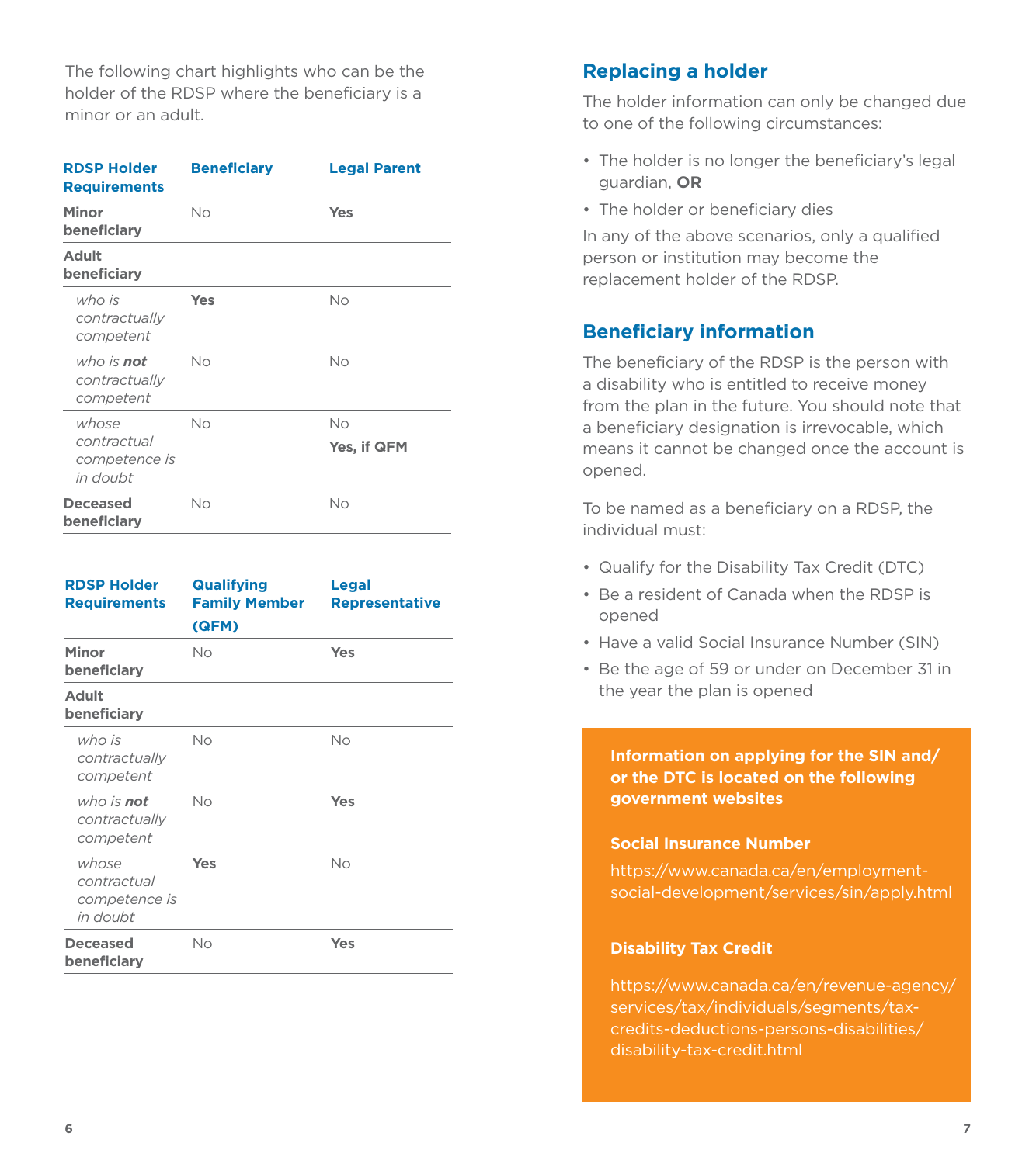The following chart highlights who can be the holder of the RDSP where the beneficiary is a minor or an adult.

| RDSP Holder Requirements | Beneficiary | Legal Parent |
|---|---|---|
| **Minor beneficiary** | No | **Yes** |
| **Adult beneficiary** | | |
| *who is contractually competent* | **Yes** | No |
| *who is **not** contractually competent* | No | No |
| *whose contractual competence is in doubt* | No | No<br>**Yes, if QFM** |
| **Deceased beneficiary** | No | No |

| RDSP Holder Requirements | Qualifying Family Member (QFM) | Legal Representative |
|---|---|---|
| **Minor beneficiary** | No | **Yes** |
| **Adult beneficiary** | | |
| *who is contractually competent* | No | No |
| *who is **not** contractually competent* | No | **Yes** |
| *whose contractual competence is in doubt* | **Yes** | No |
| **Deceased beneficiary** | No | **Yes** |

## Replacing a holder

The holder information can only be changed due to one of the following circumstances:

- The holder is no longer the beneficiary's legal guardian, **OR**
- The holder or beneficiary dies

In any of the above scenarios, only a qualified person or institution may become the replacement holder of the RDSP.

## Beneficiary information

The beneficiary of the RDSP is the person with a disability who is entitled to receive money from the plan in the future. You should note that a beneficiary designation is irrevocable, which means it cannot be changed once the account is opened.

To be named as a beneficiary on a RDSP, the individual must:

- Qualify for the Disability Tax Credit (DTC)
- Be a resident of Canada when the RDSP is opened
- Have a valid Social Insurance Number (SIN)
- Be the age of 59 or under on December 31 in the year the plan is opened

**Information on applying for the SIN and/or the DTC is located on the following government websites**

**Social Insurance Number**

https://www.canada.ca/en/employment-social-development/services/sin/apply.html

**Disability Tax Credit**

https://www.canada.ca/en/revenue-agency/services/tax/individuals/segments/tax-credits-deductions-persons-disabilities/disability-tax-credit.html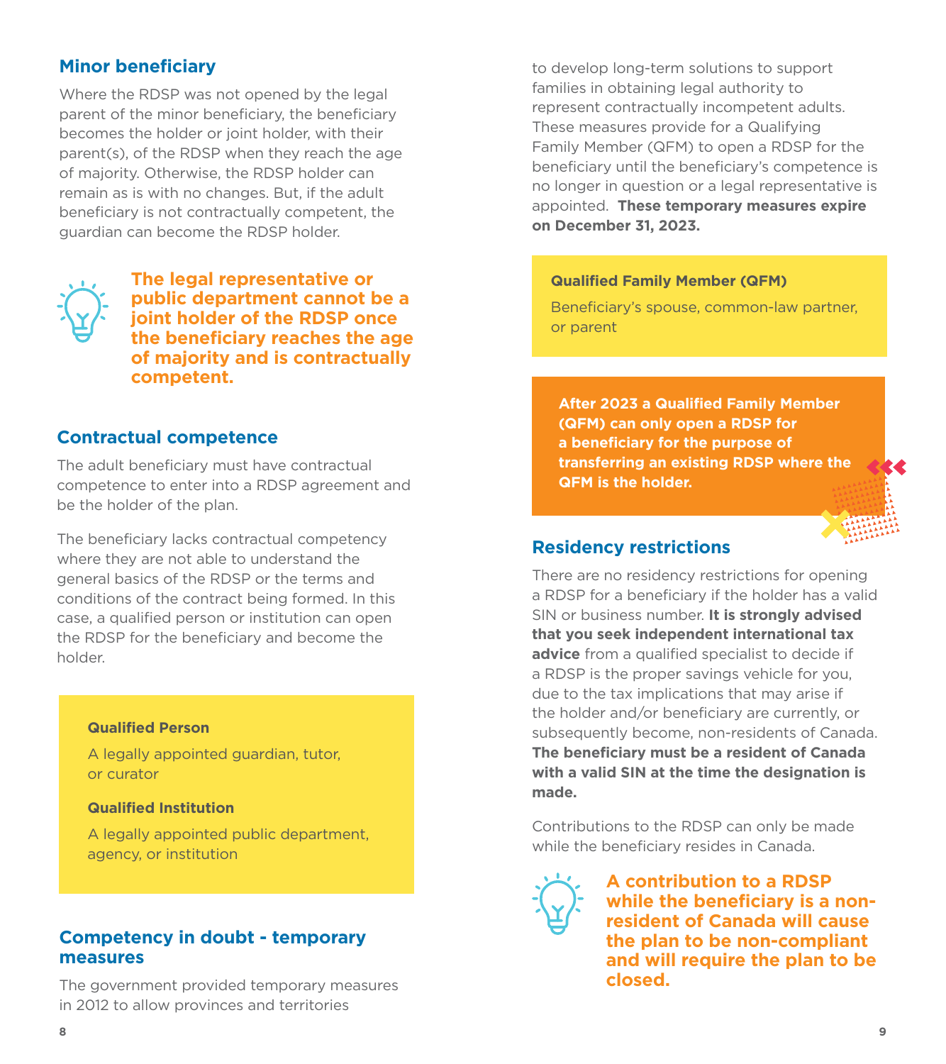## Minor beneficiary

Where the RDSP was not opened by the legal parent of the minor beneficiary, the beneficiary becomes the holder or joint holder, with their parent(s), of the RDSP when they reach the age of majority. Otherwise, the RDSP holder can remain as is with no changes. But, if the adult beneficiary is not contractually competent, the guardian can become the RDSP holder.

**The legal representative or public department cannot be a joint holder of the RDSP once the beneficiary reaches the age of majority and is contractually competent.**

## Contractual competence

The adult beneficiary must have contractual competence to enter into a RDSP agreement and be the holder of the plan.

The beneficiary lacks contractual competency where they are not able to understand the general basics of the RDSP or the terms and conditions of the contract being formed. In this case, a qualified person or institution can open the RDSP for the beneficiary and become the holder.

**Qualified Person**

A legally appointed guardian, tutor, or curator

**Qualified Institution**

A legally appointed public department, agency, or institution

## Competency in doubt - temporary measures

The government provided temporary measures in 2012 to allow provinces and territories to develop long-term solutions to support families in obtaining legal authority to represent contractually incompetent adults. These measures provide for a Qualifying Family Member (QFM) to open a RDSP for the beneficiary until the beneficiary's competence is no longer in question or a legal representative is appointed. **These temporary measures expire on December 31, 2023.**

**Qualified Family Member (QFM)**

Beneficiary's spouse, common-law partner, or parent

**After 2023 a Qualified Family Member (QFM) can only open a RDSP for a beneficiary for the purpose of transferring an existing RDSP where the QFM is the holder.**

## Residency restrictions

There are no residency restrictions for opening a RDSP for a beneficiary if the holder has a valid SIN or business number. **It is strongly advised that you seek independent international tax advice** from a qualified specialist to decide if a RDSP is the proper savings vehicle for you, due to the tax implications that may arise if the holder and/or beneficiary are currently, or subsequently become, non-residents of Canada. **The beneficiary must be a resident of Canada with a valid SIN at the time the designation is made.**

Contributions to the RDSP can only be made while the beneficiary resides in Canada.

**A contribution to a RDSP while the beneficiary is a non-resident of Canada will cause the plan to be non-compliant and will require the plan to be closed.**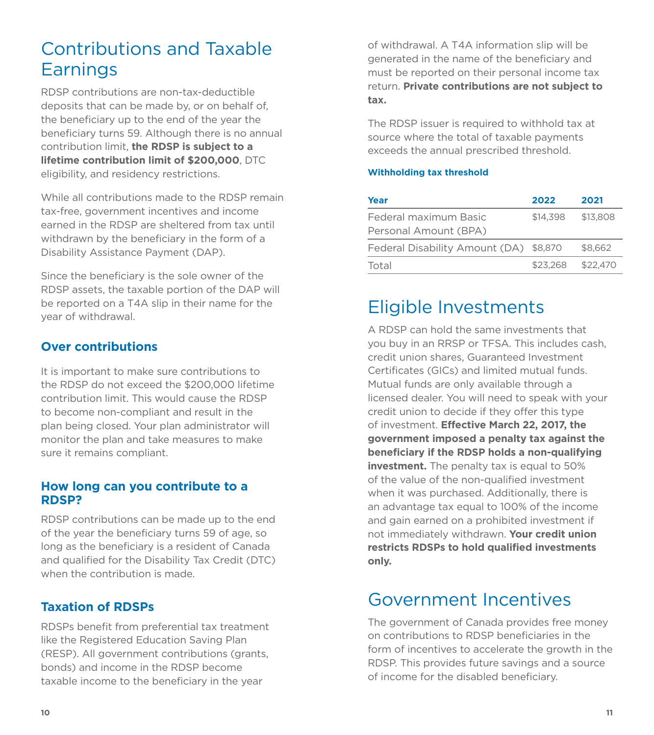# Contributions and Taxable Earnings

RDSP contributions are non-tax-deductible deposits that can be made by, or on behalf of, the beneficiary up to the end of the year the beneficiary turns 59. Although there is no annual contribution limit, **the RDSP is subject to a lifetime contribution limit of $200,000**, DTC eligibility, and residency restrictions.

While all contributions made to the RDSP remain tax-free, government incentives and income earned in the RDSP are sheltered from tax until withdrawn by the beneficiary in the form of a Disability Assistance Payment (DAP).

Since the beneficiary is the sole owner of the RDSP assets, the taxable portion of the DAP will be reported on a T4A slip in their name for the year of withdrawal.

## Over contributions

It is important to make sure contributions to the RDSP do not exceed the $200,000 lifetime contribution limit. This would cause the RDSP to become non-compliant and result in the plan being closed. Your plan administrator will monitor the plan and take measures to make sure it remains compliant.

## How long can you contribute to a RDSP?

RDSP contributions can be made up to the end of the year the beneficiary turns 59 of age, so long as the beneficiary is a resident of Canada and qualified for the Disability Tax Credit (DTC) when the contribution is made.

## Taxation of RDSPs

RDSPs benefit from preferential tax treatment like the Registered Education Saving Plan (RESP). All government contributions (grants, bonds) and income in the RDSP become taxable income to the beneficiary in the year of withdrawal. A T4A information slip will be generated in the name of the beneficiary and must be reported on their personal income tax return. **Private contributions are not subject to tax.**

The RDSP issuer is required to withhold tax at source where the total of taxable payments exceeds the annual prescribed threshold.

**Withholding tax threshold**

| Year | 2022 | 2021 |
|---|---|---|
| Federal maximum Basic Personal Amount (BPA) | $14,398 | $13,808 |
| Federal Disability Amount (DA) | $8,870 | $8,662 |
| Total | $23,268 | $22,470 |

# Eligible Investments

A RDSP can hold the same investments that you buy in an RRSP or TFSA. This includes cash, credit union shares, Guaranteed Investment Certificates (GICs) and limited mutual funds. Mutual funds are only available through a licensed dealer. You will need to speak with your credit union to decide if they offer this type of investment. **Effective March 22, 2017, the government imposed a penalty tax against the beneficiary if the RDSP holds a non-qualifying investment.** The penalty tax is equal to 50% of the value of the non-qualified investment when it was purchased. Additionally, there is an advantage tax equal to 100% of the income and gain earned on a prohibited investment if not immediately withdrawn. **Your credit union restricts RDSPs to hold qualified investments only.**

# Government Incentives

The government of Canada provides free money on contributions to RDSP beneficiaries in the form of incentives to accelerate the growth in the RDSP. This provides future savings and a source of income for the disabled beneficiary.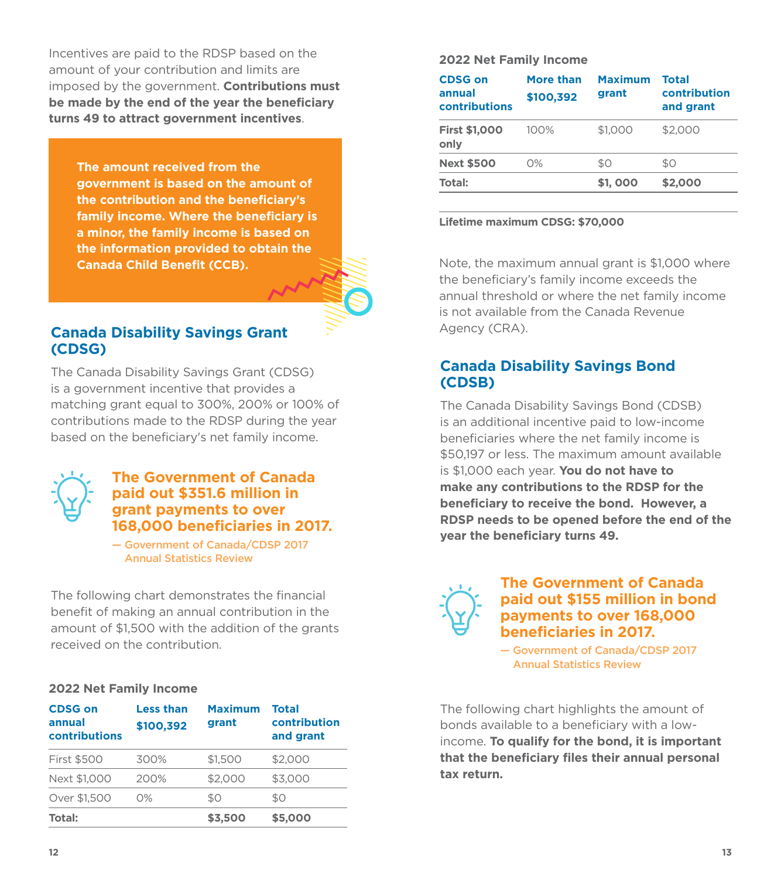Incentives are paid to the RDSP based on the amount of your contribution and limits are imposed by the government. **Contributions must be made by the end of the year the beneficiary turns 49 to attract government incentives**.

**The amount received from the government is based on the amount of the contribution and the beneficiary's family income. Where the beneficiary is a minor, the family income is based on the information provided to obtain the Canada Child Benefit (CCB).**

## Canada Disability Savings Grant (CDSG)

The Canada Disability Savings Grant (CDSG) is a government incentive that provides a matching grant equal to 300%, 200% or 100% of contributions made to the RDSP during the year based on the beneficiary's net family income.

**The Government of Canada paid out $351.6 million in grant payments to over 168,000 beneficiaries in 2017.**

— Government of Canada/CDSP 2017 Annual Statistics Review

The following chart demonstrates the financial benefit of making an annual contribution in the amount of $1,500 with the addition of the grants received on the contribution.

**2022 Net Family Income**

| CDSG on annual contributions | Less than $100,392 | Maximum grant | Total contribution and grant |
|---|---|---|---|
| First $500 | 300% | $1,500 | $2,000 |
| Next $1,000 | 200% | $2,000 | $3,000 |
| Over $1,500 | 0% | $0 | $0 |
| **Total:** | | **$3,500** | **$5,000** |

**2022 Net Family Income**

| CDSG on annual contributions | More than $100,392 | Maximum grant | Total contribution and grant |
|---|---|---|---|
| **First $1,000 only** | 100% | $1,000 | $2,000 |
| **Next $500** | 0% | $0 | $0 |
| **Total:** | | **$1, 000** | **$2,000** |

**Lifetime maximum CDSG: $70,000**

Note, the maximum annual grant is $1,000 where the beneficiary's family income exceeds the annual threshold or where the net family income is not available from the Canada Revenue Agency (CRA).

## Canada Disability Savings Bond (CDSB)

The Canada Disability Savings Bond (CDSB) is an additional incentive paid to low-income beneficiaries where the net family income is $50,197 or less. The maximum amount available is $1,000 each year. **You do not have to make any contributions to the RDSP for the beneficiary to receive the bond. However, a RDSP needs to be opened before the end of the year the beneficiary turns 49.**

**The Government of Canada paid out $155 million in bond payments to over 168,000 beneficiaries in 2017.**

— Government of Canada/CDSP 2017 Annual Statistics Review

The following chart highlights the amount of bonds available to a beneficiary with a low-income. **To qualify for the bond, it is important that the beneficiary files their annual personal tax return.**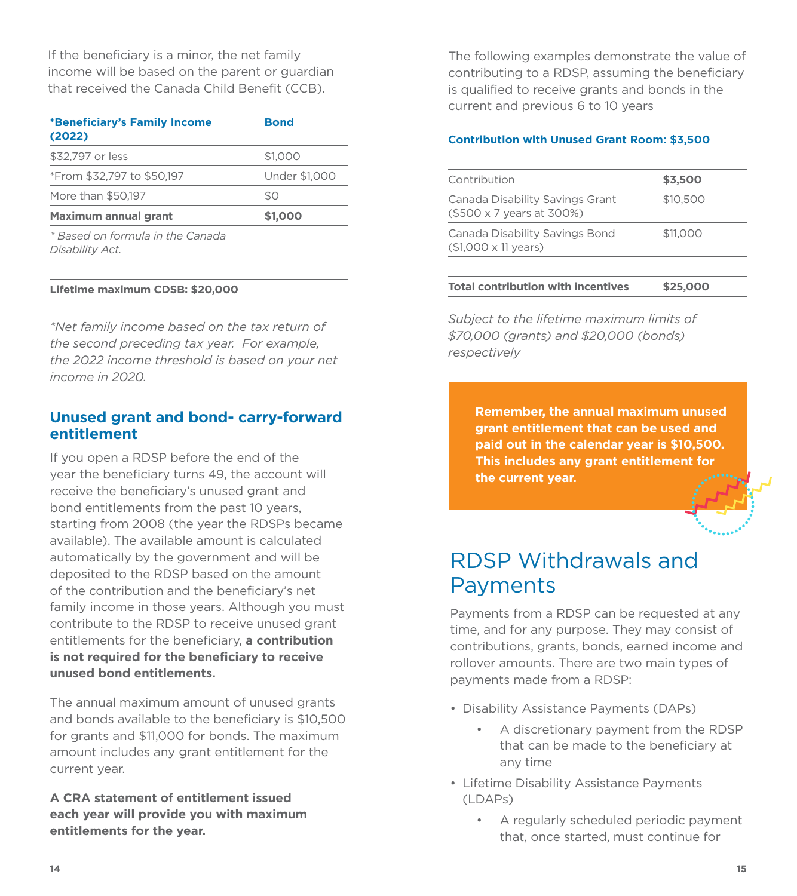If the beneficiary is a minor, the net family income will be based on the parent or guardian that received the Canada Child Benefit (CCB).

| *Beneficiary's Family Income (2022) | Bond |
|---|---|
| $32,797 or less | $1,000 |
| *From $32,797 to $50,197 | Under $1,000 |
| More than $50,197 | $0 |
| **Maximum annual grant** | **$1,000** |
| *\* Based on formula in the Canada Disability Act.* | |

**Lifetime maximum CDSB: $20,000**

*\*Net family income based on the tax return of the second preceding tax year. For example, the 2022 income threshold is based on your net income in 2020.*

## Unused grant and bond- carry-forward entitlement

If you open a RDSP before the end of the year the beneficiary turns 49, the account will receive the beneficiary's unused grant and bond entitlements from the past 10 years, starting from 2008 (the year the RDSPs became available). The available amount is calculated automatically by the government and will be deposited to the RDSP based on the amount of the contribution and the beneficiary's net family income in those years. Although you must contribute to the RDSP to receive unused grant entitlements for the beneficiary, **a contribution is not required for the beneficiary to receive unused bond entitlements.**

The annual maximum amount of unused grants and bonds available to the beneficiary is $10,500 for grants and $11,000 for bonds. The maximum amount includes any grant entitlement for the current year.

**A CRA statement of entitlement issued each year will provide you with maximum entitlements for the year.**

The following examples demonstrate the value of contributing to a RDSP, assuming the beneficiary is qualified to receive grants and bonds in the current and previous 6 to 10 years

**Contribution with Unused Grant Room: $3,500**

| Contribution | **$3,500** |
|---|---|
| Canada Disability Savings Grant ($500 x 7 years at 300%) | $10,500 |
| Canada Disability Savings Bond ($1,000 x 11 years) | $11,000 |
| **Total contribution with incentives** | **$25,000** |

*Subject to the lifetime maximum limits of $70,000 (grants) and $20,000 (bonds) respectively*

**Remember, the annual maximum unused grant entitlement that can be used and paid out in the calendar year is $10,500. This includes any grant entitlement for the current year.**

# RDSP Withdrawals and Payments

Payments from a RDSP can be requested at any time, and for any purpose. They may consist of contributions, grants, bonds, earned income and rollover amounts. There are two main types of payments made from a RDSP:

- Disability Assistance Payments (DAPs)
  - A discretionary payment from the RDSP that can be made to the beneficiary at any time
- Lifetime Disability Assistance Payments (LDAPs)
  - A regularly scheduled periodic payment that, once started, must continue for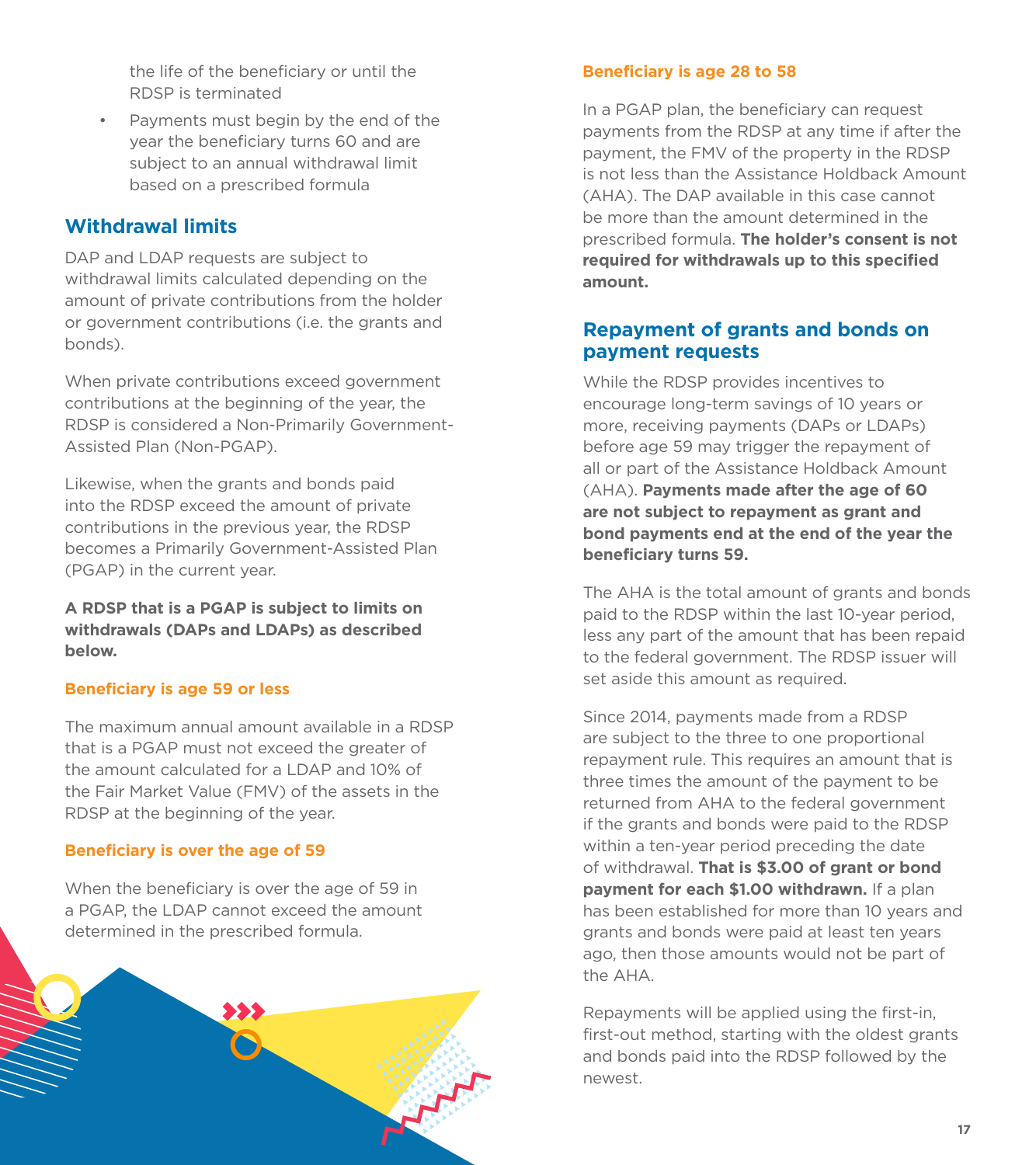the life of the beneficiary or until the RDSP is terminated

- Payments must begin by the end of the year the beneficiary turns 60 and are subject to an annual withdrawal limit based on a prescribed formula

## Withdrawal limits

DAP and LDAP requests are subject to withdrawal limits calculated depending on the amount of private contributions from the holder or government contributions (i.e. the grants and bonds).

When private contributions exceed government contributions at the beginning of the year, the RDSP is considered a Non-Primarily Government-Assisted Plan (Non-PGAP).

Likewise, when the grants and bonds paid into the RDSP exceed the amount of private contributions in the previous year, the RDSP becomes a Primarily Government-Assisted Plan (PGAP) in the current year.

**A RDSP that is a PGAP is subject to limits on withdrawals (DAPs and LDAPs) as described below.**

### Beneficiary is age 59 or less

The maximum annual amount available in a RDSP that is a PGAP must not exceed the greater of the amount calculated for a LDAP and 10% of the Fair Market Value (FMV) of the assets in the RDSP at the beginning of the year.

### Beneficiary is over the age of 59

When the beneficiary is over the age of 59 in a PGAP, the LDAP cannot exceed the amount determined in the prescribed formula.

### Beneficiary is age 28 to 58

In a PGAP plan, the beneficiary can request payments from the RDSP at any time if after the payment, the FMV of the property in the RDSP is not less than the Assistance Holdback Amount (AHA). The DAP available in this case cannot be more than the amount determined in the prescribed formula. **The holder's consent is not required for withdrawals up to this specified amount.**

## Repayment of grants and bonds on payment requests

While the RDSP provides incentives to encourage long-term savings of 10 years or more, receiving payments (DAPs or LDAPs) before age 59 may trigger the repayment of all or part of the Assistance Holdback Amount (AHA). **Payments made after the age of 60 are not subject to repayment as grant and bond payments end at the end of the year the beneficiary turns 59.**

The AHA is the total amount of grants and bonds paid to the RDSP within the last 10-year period, less any part of the amount that has been repaid to the federal government. The RDSP issuer will set aside this amount as required.

Since 2014, payments made from a RDSP are subject to the three to one proportional repayment rule. This requires an amount that is three times the amount of the payment to be returned from AHA to the federal government if the grants and bonds were paid to the RDSP within a ten-year period preceding the date of withdrawal. **That is $3.00 of grant or bond payment for each $1.00 withdrawn.** If a plan has been established for more than 10 years and grants and bonds were paid at least ten years ago, then those amounts would not be part of the AHA.

Repayments will be applied using the first-in, first-out method, starting with the oldest grants and bonds paid into the RDSP followed by the newest.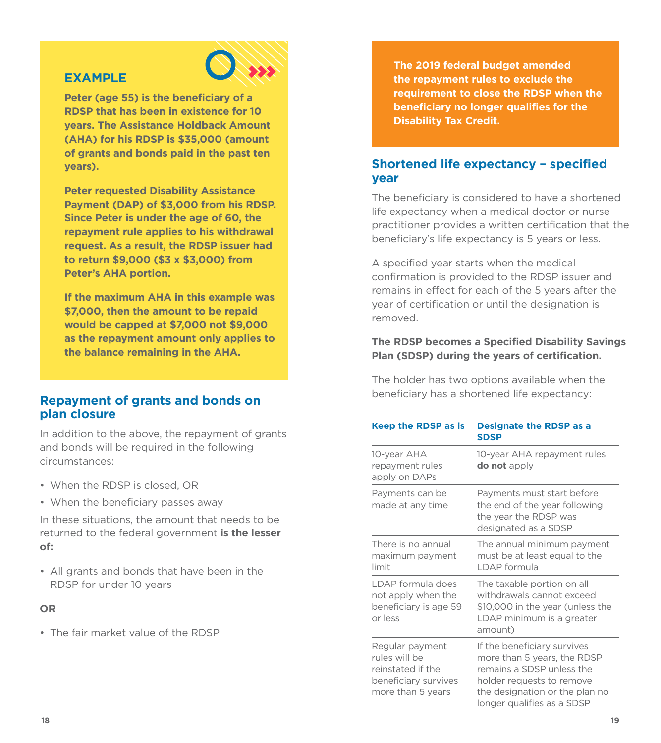### EXAMPLE

**Peter (age 55) is the beneficiary of a RDSP that has been in existence for 10 years. The Assistance Holdback Amount (AHA) for his RDSP is $35,000 (amount of grants and bonds paid in the past ten years).**

**Peter requested Disability Assistance Payment (DAP) of $3,000 from his RDSP. Since Peter is under the age of 60, the repayment rule applies to his withdrawal request. As a result, the RDSP issuer had to return $9,000 ($3 x $3,000) from Peter's AHA portion.**

**If the maximum AHA in this example was $7,000, then the amount to be repaid would be capped at $7,000 not $9,000 as the repayment amount only applies to the balance remaining in the AHA.**

## Repayment of grants and bonds on plan closure

In addition to the above, the repayment of grants and bonds will be required in the following circumstances:

- When the RDSP is closed, OR
- When the beneficiary passes away

In these situations, the amount that needs to be returned to the federal government **is the lesser of:**

- All grants and bonds that have been in the RDSP for under 10 years

**OR**

- The fair market value of the RDSP

**The 2019 federal budget amended the repayment rules to exclude the requirement to close the RDSP when the beneficiary no longer qualifies for the Disability Tax Credit.**

## Shortened life expectancy – specified year

The beneficiary is considered to have a shortened life expectancy when a medical doctor or nurse practitioner provides a written certification that the beneficiary's life expectancy is 5 years or less.

A specified year starts when the medical confirmation is provided to the RDSP issuer and remains in effect for each of the 5 years after the year of certification or until the designation is removed.

**The RDSP becomes a Specified Disability Savings Plan (SDSP) during the years of certification.**

The holder has two options available when the beneficiary has a shortened life expectancy:

| Keep the RDSP as is | Designate the RDSP as a SDSP |
|---|---|
| 10-year AHA repayment rules apply on DAPs | 10-year AHA repayment rules **do not** apply |
| Payments can be made at any time | Payments must start before the end of the year following the year the RDSP was designated as a SDSP |
| There is no annual maximum payment limit | The annual minimum payment must be at least equal to the LDAP formula |
| LDAP formula does not apply when the beneficiary is age 59 or less | The taxable portion on all withdrawals cannot exceed $10,000 in the year (unless the LDAP minimum is a greater amount) |
| Regular payment rules will be reinstated if the beneficiary survives more than 5 years | If the beneficiary survives more than 5 years, the RDSP remains a SDSP unless the holder requests to remove the designation or the plan no longer qualifies as a SDSP |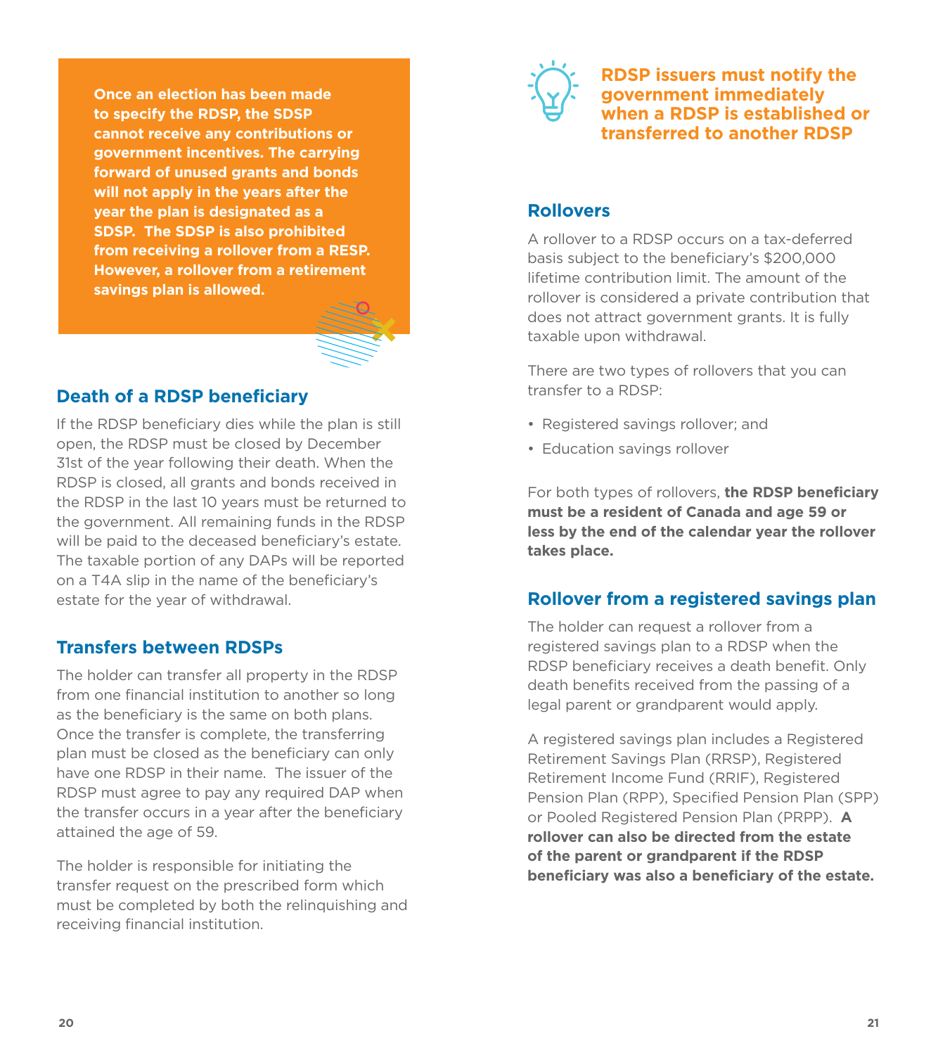**Once an election has been made to specify the RDSP, the SDSP cannot receive any contributions or government incentives. The carrying forward of unused grants and bonds will not apply in the years after the year the plan is designated as a SDSP. The SDSP is also prohibited from receiving a rollover from a RESP. However, a rollover from a retirement savings plan is allowed.**

## Death of a RDSP beneficiary

If the RDSP beneficiary dies while the plan is still open, the RDSP must be closed by December 31st of the year following their death. When the RDSP is closed, all grants and bonds received in the RDSP in the last 10 years must be returned to the government. All remaining funds in the RDSP will be paid to the deceased beneficiary's estate. The taxable portion of any DAPs will be reported on a T4A slip in the name of the beneficiary's estate for the year of withdrawal.

## Transfers between RDSPs

The holder can transfer all property in the RDSP from one financial institution to another so long as the beneficiary is the same on both plans. Once the transfer is complete, the transferring plan must be closed as the beneficiary can only have one RDSP in their name. The issuer of the RDSP must agree to pay any required DAP when the transfer occurs in a year after the beneficiary attained the age of 59.

The holder is responsible for initiating the transfer request on the prescribed form which must be completed by both the relinquishing and receiving financial institution.

**RDSP issuers must notify the government immediately when a RDSP is established or transferred to another RDSP**

## Rollovers

A rollover to a RDSP occurs on a tax-deferred basis subject to the beneficiary's $200,000 lifetime contribution limit. The amount of the rollover is considered a private contribution that does not attract government grants. It is fully taxable upon withdrawal.

There are two types of rollovers that you can transfer to a RDSP:

- Registered savings rollover; and
- Education savings rollover

For both types of rollovers, **the RDSP beneficiary must be a resident of Canada and age 59 or less by the end of the calendar year the rollover takes place.**

## Rollover from a registered savings plan

The holder can request a rollover from a registered savings plan to a RDSP when the RDSP beneficiary receives a death benefit. Only death benefits received from the passing of a legal parent or grandparent would apply.

A registered savings plan includes a Registered Retirement Savings Plan (RRSP), Registered Retirement Income Fund (RRIF), Registered Pension Plan (RPP), Specified Pension Plan (SPP) or Pooled Registered Pension Plan (PRPP). **A rollover can also be directed from the estate of the parent or grandparent if the RDSP beneficiary was also a beneficiary of the estate.**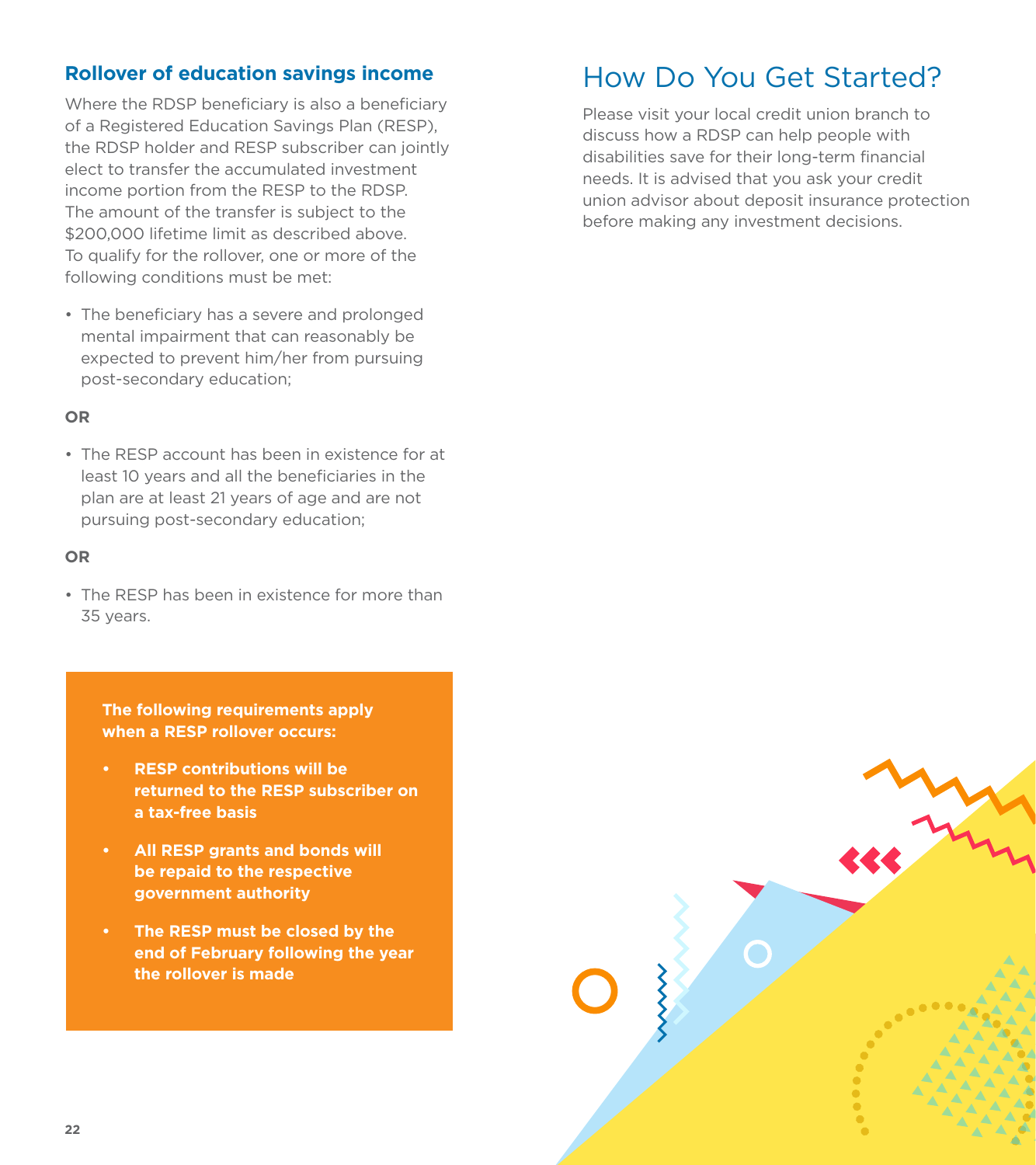### Rollover of education savings income

Where the RDSP beneficiary is also a beneficiary of a Registered Education Savings Plan (RESP), the RDSP holder and RESP subscriber can jointly elect to transfer the accumulated investment income portion from the RESP to the RDSP. The amount of the transfer is subject to the $200,000 lifetime limit as described above. To qualify for the rollover, one or more of the following conditions must be met:

- The beneficiary has a severe and prolonged mental impairment that can reasonably be expected to prevent him/her from pursuing post-secondary education;

**OR**

- The RESP account has been in existence for at least 10 years and all the beneficiaries in the plan are at least 21 years of age and are not pursuing post-secondary education;

**OR**

- The RESP has been in existence for more than 35 years.

**The following requirements apply when a RESP rollover occurs:**

- **RESP contributions will be returned to the RESP subscriber on a tax-free basis**
- **All RESP grants and bonds will be repaid to the respective government authority**
- **The RESP must be closed by the end of February following the year the rollover is made**

## How Do You Get Started?

Please visit your local credit union branch to discuss how a RDSP can help people with disabilities save for their long-term financial needs. It is advised that you ask your credit union advisor about deposit insurance protection before making any investment decisions.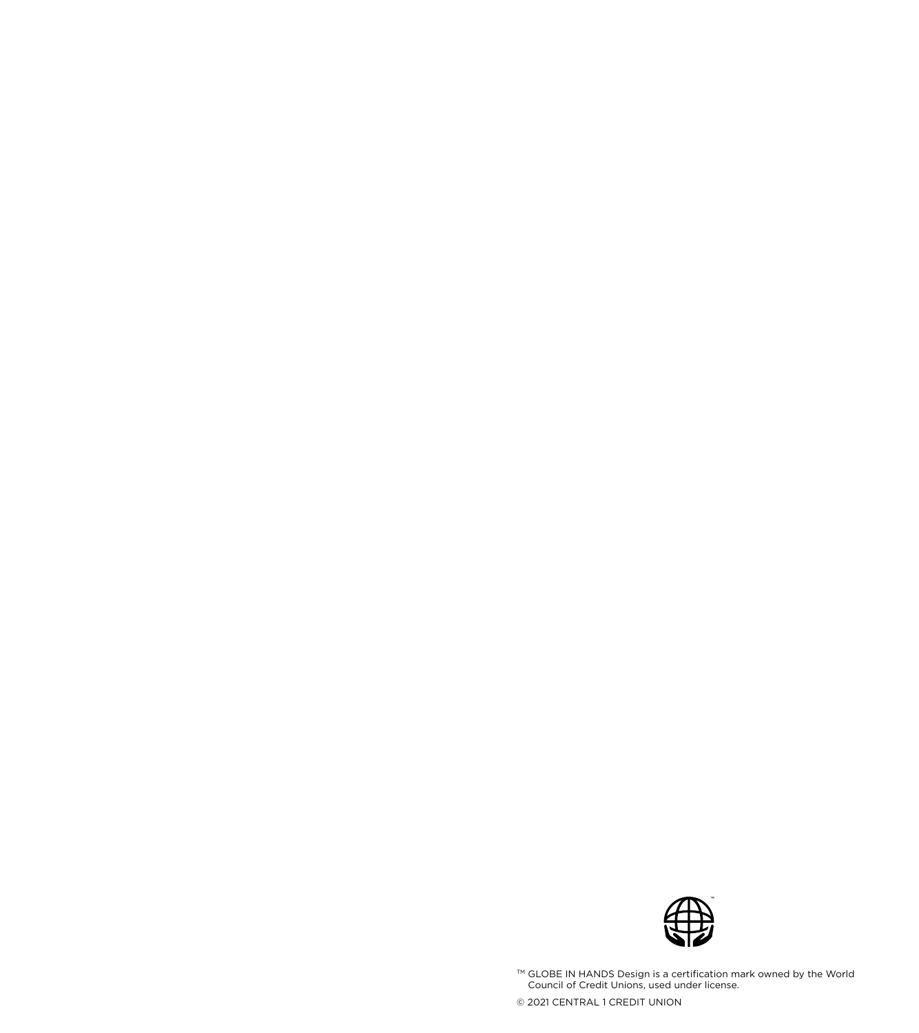™ GLOBE IN HANDS Design is a certification mark owned by the World Council of Credit Unions, used under license.

© 2021 CENTRAL 1 CREDIT UNION